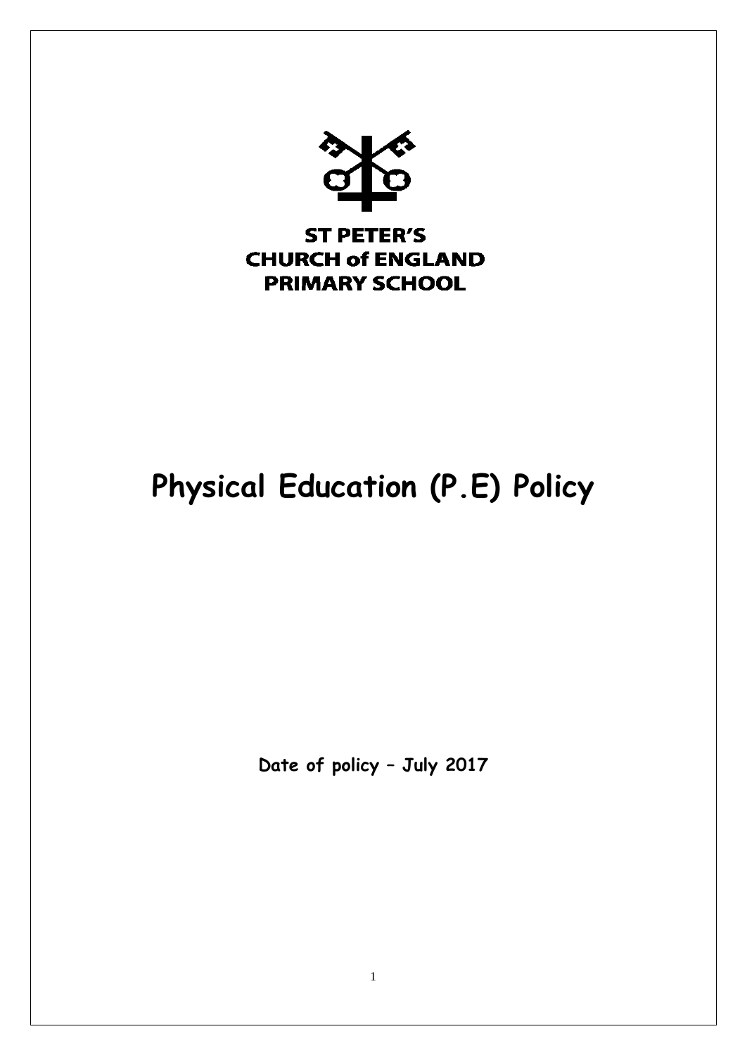**ST PETER'S CHURCH of ENGLAND PRIMARY SCHOOL**

# Physical Education (P.E) Policy

**Date of policy – July 2017**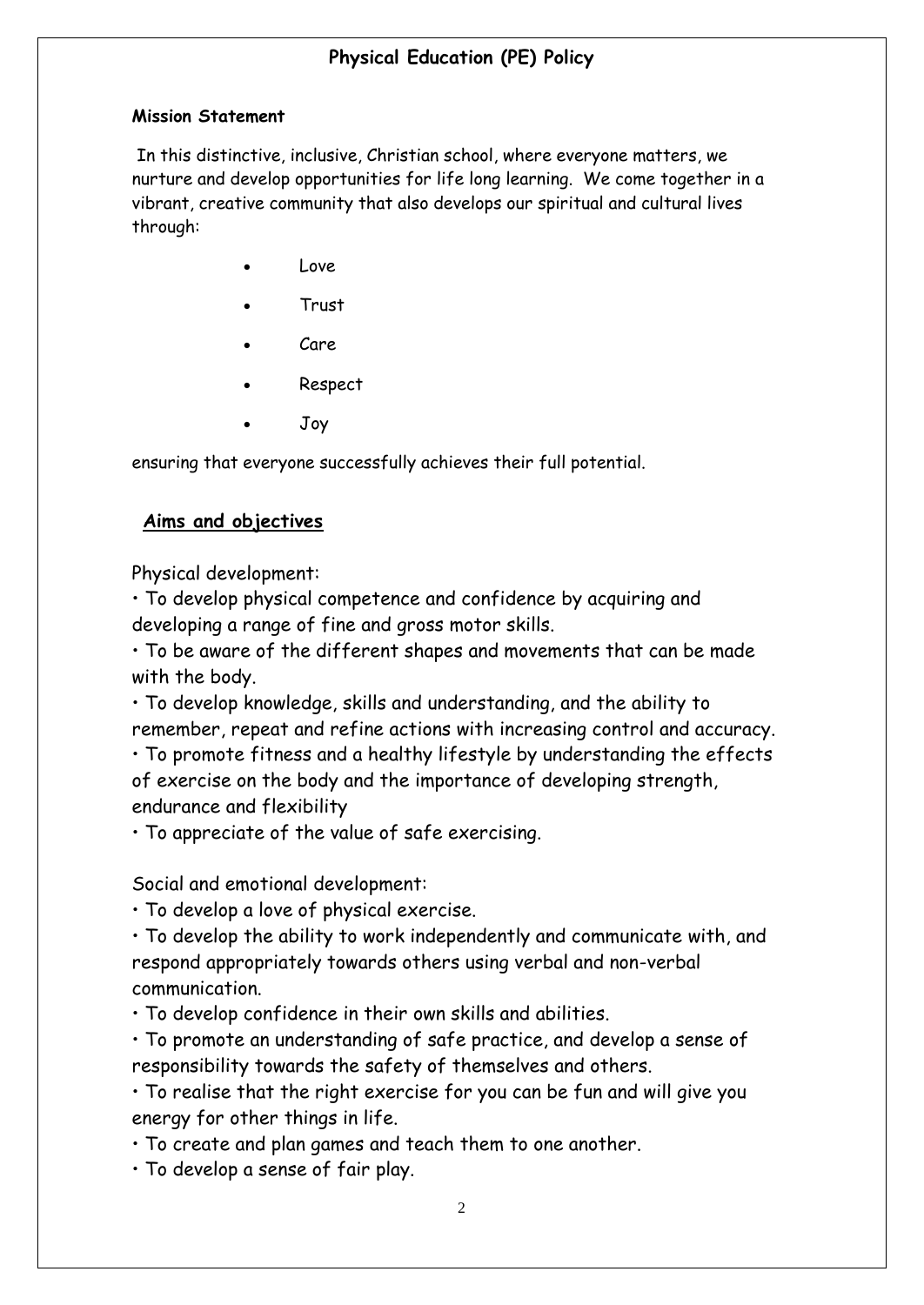# Physical Education (PE) Policy

**Mission Statement**

In this distinctive, inclusive, Christian school, where everyone matters, we nurture and develop opportunities for life long learning. We come together in a vibrant, creative community that also develops our spiritual and cultural lives through:

- Love
- Trust
- Care
- Respect
- Joy

ensuring that everyone successfully achieves their full potential.

## Aims and objectives

Physical development:

- To develop physical competence and confidence by acquiring and developing a range of fine and gross motor skills.
- To be aware of the different shapes and movements that can be made with the body.
- To develop knowledge, skills and understanding, and the ability to remember, repeat and refine actions with increasing control and accuracy.
- To promote fitness and a healthy lifestyle by understanding the effects of exercise on the body and the importance of developing strength, endurance and flexibility
- To appreciate of the value of safe exercising.

Social and emotional development:

- To develop a love of physical exercise.
- To develop the ability to work independently and communicate with, and respond appropriately towards others using verbal and non-verbal communication.
- To develop confidence in their own skills and abilities.
- To promote an understanding of safe practice, and develop a sense of responsibility towards the safety of themselves and others.
- To realise that the right exercise for you can be fun and will give you energy for other things in life.
- To create and plan games and teach them to one another.
- To develop a sense of fair play.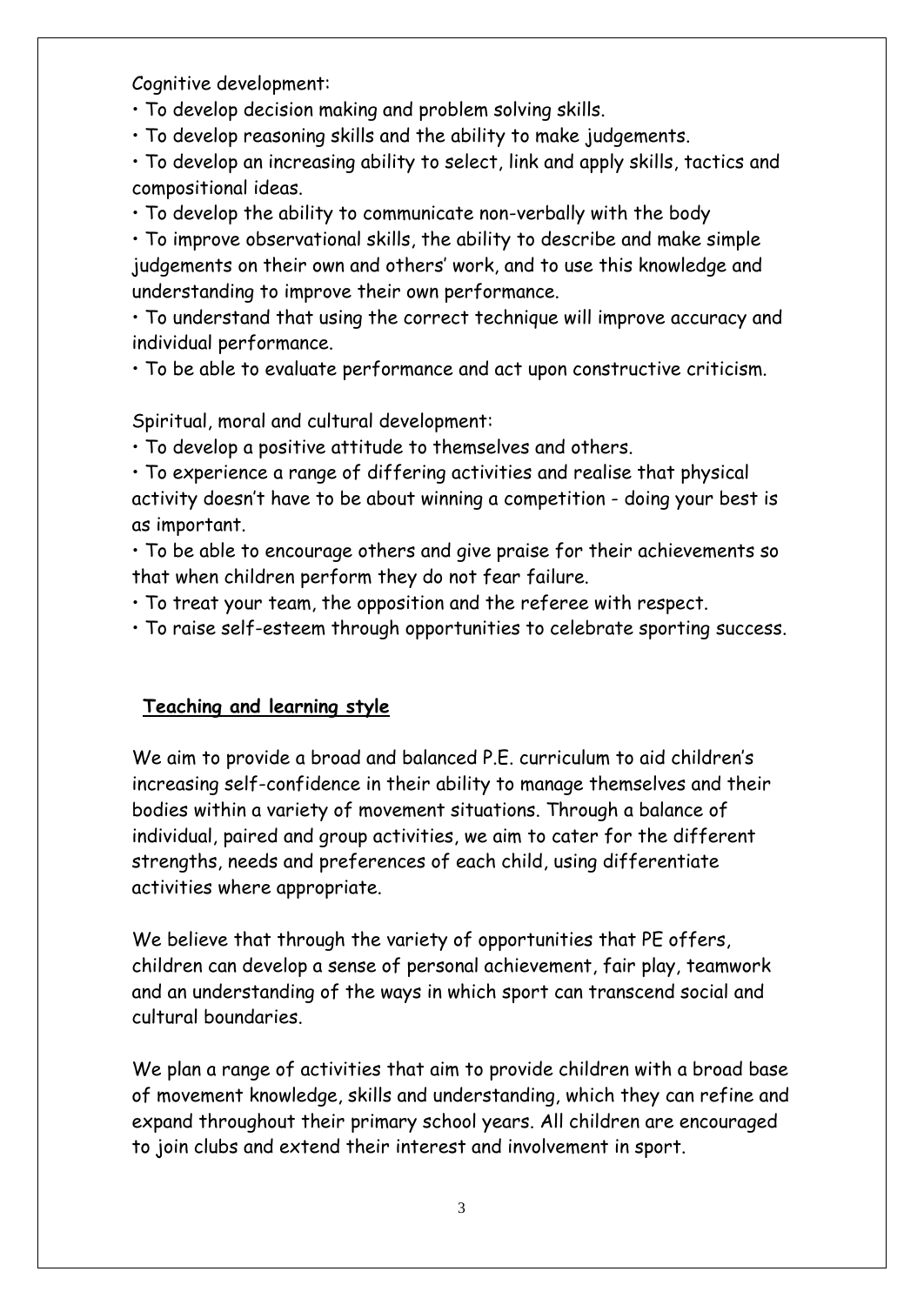Cognitive development:

- To develop decision making and problem solving skills.
- To develop reasoning skills and the ability to make judgements.
- To develop an increasing ability to select, link and apply skills, tactics and compositional ideas.
- To develop the ability to communicate non-verbally with the body
- To improve observational skills, the ability to describe and make simple judgements on their own and others' work, and to use this knowledge and understanding to improve their own performance.
- To understand that using the correct technique will improve accuracy and individual performance.
- To be able to evaluate performance and act upon constructive criticism.

Spiritual, moral and cultural development:

- To develop a positive attitude to themselves and others.
- To experience a range of differing activities and realise that physical activity doesn't have to be about winning a competition - doing your best is as important.
- To be able to encourage others and give praise for their achievements so that when children perform they do not fear failure.
- To treat your team, the opposition and the referee with respect.
- To raise self-esteem through opportunities to celebrate sporting success.

## Teaching and learning style

We aim to provide a broad and balanced P.E. curriculum to aid children's increasing self-confidence in their ability to manage themselves and their bodies within a variety of movement situations. Through a balance of individual, paired and group activities, we aim to cater for the different strengths, needs and preferences of each child, using differentiate activities where appropriate.

We believe that through the variety of opportunities that PE offers, children can develop a sense of personal achievement, fair play, teamwork and an understanding of the ways in which sport can transcend social and cultural boundaries.

We plan a range of activities that aim to provide children with a broad base of movement knowledge, skills and understanding, which they can refine and expand throughout their primary school years. All children are encouraged to join clubs and extend their interest and involvement in sport.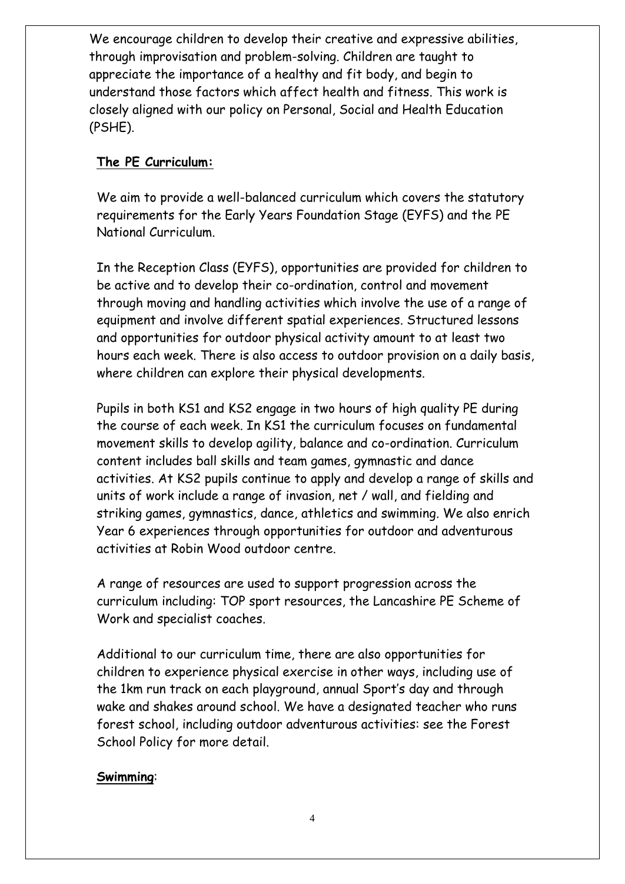We encourage children to develop their creative and expressive abilities, through improvisation and problem-solving. Children are taught to appreciate the importance of a healthy and fit body, and begin to understand those factors which affect health and fitness. This work is closely aligned with our policy on Personal, Social and Health Education (PSHE).

**The PE Curriculum:**

We aim to provide a well-balanced curriculum which covers the statutory requirements for the Early Years Foundation Stage (EYFS) and the PE National Curriculum.

In the Reception Class (EYFS), opportunities are provided for children to be active and to develop their co-ordination, control and movement through moving and handling activities which involve the use of a range of equipment and involve different spatial experiences. Structured lessons and opportunities for outdoor physical activity amount to at least two hours each week. There is also access to outdoor provision on a daily basis, where children can explore their physical developments.

Pupils in both KS1 and KS2 engage in two hours of high quality PE during the course of each week. In KS1 the curriculum focuses on fundamental movement skills to develop agility, balance and co-ordination. Curriculum content includes ball skills and team games, gymnastic and dance activities. At KS2 pupils continue to apply and develop a range of skills and units of work include a range of invasion, net / wall, and fielding and striking games, gymnastics, dance, athletics and swimming. We also enrich Year 6 experiences through opportunities for outdoor and adventurous activities at Robin Wood outdoor centre.

A range of resources are used to support progression across the curriculum including: TOP sport resources, the Lancashire PE Scheme of Work and specialist coaches.

Additional to our curriculum time, there are also opportunities for children to experience physical exercise in other ways, including use of the 1km run track on each playground, annual Sport's day and through wake and shakes around school. We have a designated teacher who runs forest school, including outdoor adventurous activities: see the Forest School Policy for more detail.

**Swimming**: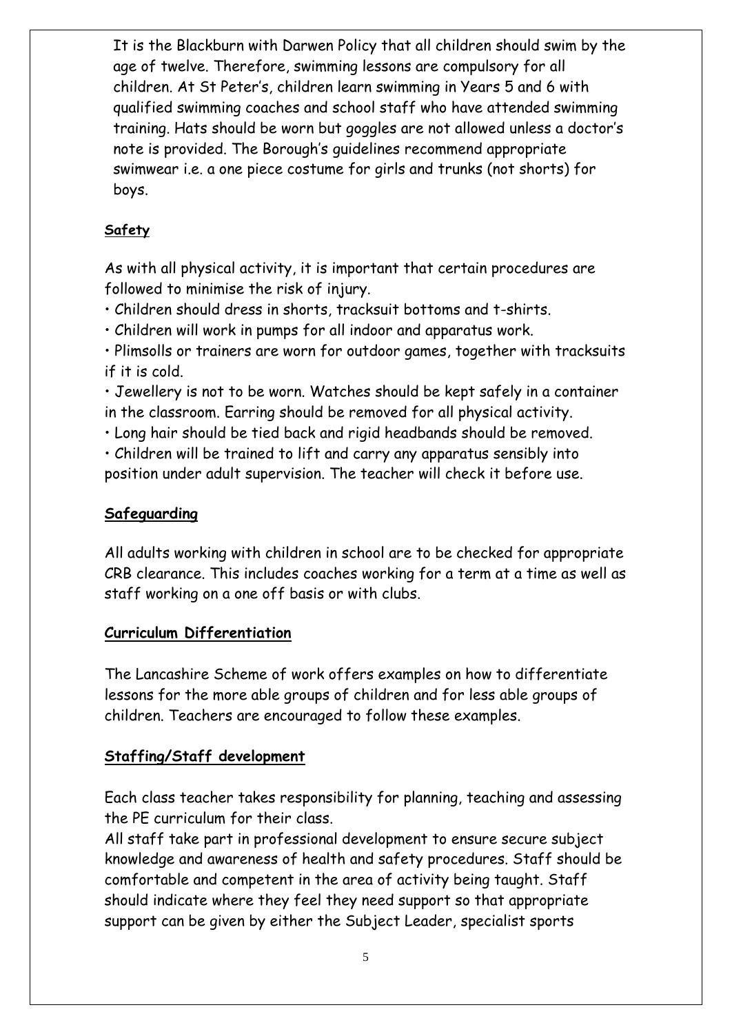It is the Blackburn with Darwen Policy that all children should swim by the age of twelve. Therefore, swimming lessons are compulsory for all children. At St Peter's, children learn swimming in Years 5 and 6 with qualified swimming coaches and school staff who have attended swimming training. Hats should be worn but goggles are not allowed unless a doctor's note is provided. The Borough's guidelines recommend appropriate swimwear i.e. a one piece costume for girls and trunks (not shorts) for boys.

**Safety**

As with all physical activity, it is important that certain procedures are followed to minimise the risk of injury.

- Children should dress in shorts, tracksuit bottoms and t-shirts.
- Children will work in pumps for all indoor and apparatus work.
- Plimsolls or trainers are worn for outdoor games, together with tracksuits if it is cold.
- Jewellery is not to be worn. Watches should be kept safely in a container in the classroom. Earring should be removed for all physical activity.
- Long hair should be tied back and rigid headbands should be removed.
- Children will be trained to lift and carry any apparatus sensibly into position under adult supervision. The teacher will check it before use.

**Safeguarding**

All adults working with children in school are to be checked for appropriate CRB clearance. This includes coaches working for a term at a time as well as staff working on a one off basis or with clubs.

**Curriculum Differentiation**

The Lancashire Scheme of work offers examples on how to differentiate lessons for the more able groups of children and for less able groups of children. Teachers are encouraged to follow these examples.

**Staffing/Staff development**

Each class teacher takes responsibility for planning, teaching and assessing the PE curriculum for their class.

All staff take part in professional development to ensure secure subject knowledge and awareness of health and safety procedures. Staff should be comfortable and competent in the area of activity being taught. Staff should indicate where they feel they need support so that appropriate support can be given by either the Subject Leader, specialist sports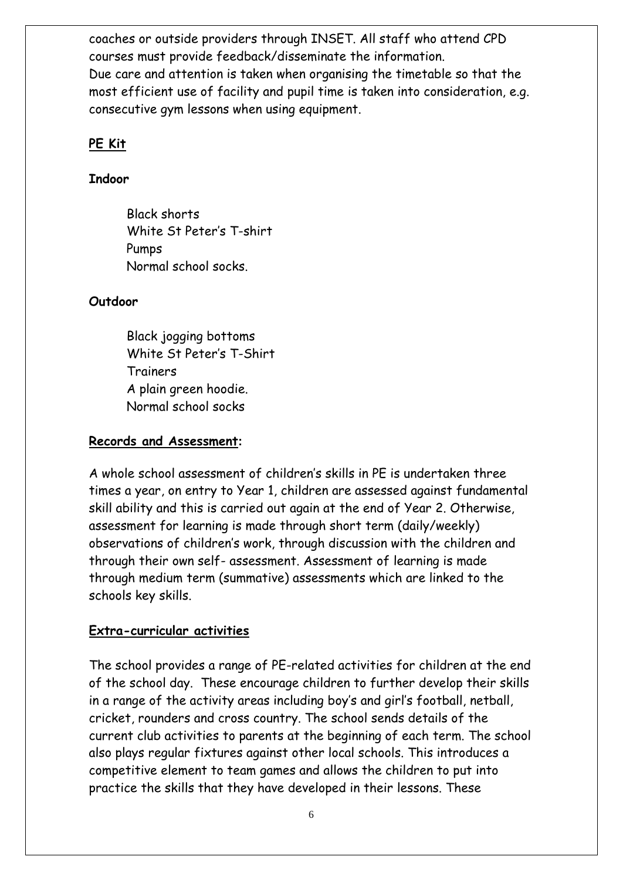coaches or outside providers through INSET. All staff who attend CPD courses must provide feedback/disseminate the information.
Due care and attention is taken when organising the timetable so that the most efficient use of facility and pupil time is taken into consideration, e.g. consecutive gym lessons when using equipment.

## PE Kit

**Indoor**

Black shorts
White St Peter's T-shirt
Pumps
Normal school socks.

**Outdoor**

Black jogging bottoms
White St Peter's T-Shirt
Trainers
A plain green hoodie.
Normal school socks

## Records and Assessment:

A whole school assessment of children's skills in PE is undertaken three times a year, on entry to Year 1, children are assessed against fundamental skill ability and this is carried out again at the end of Year 2. Otherwise, assessment for learning is made through short term (daily/weekly) observations of children's work, through discussion with the children and through their own self- assessment. Assessment of learning is made through medium term (summative) assessments which are linked to the schools key skills.

## Extra-curricular activities

The school provides a range of PE-related activities for children at the end of the school day. These encourage children to further develop their skills in a range of the activity areas including boy's and girl's football, netball, cricket, rounders and cross country. The school sends details of the current club activities to parents at the beginning of each term. The school also plays regular fixtures against other local schools. This introduces a competitive element to team games and allows the children to put into practice the skills that they have developed in their lessons. These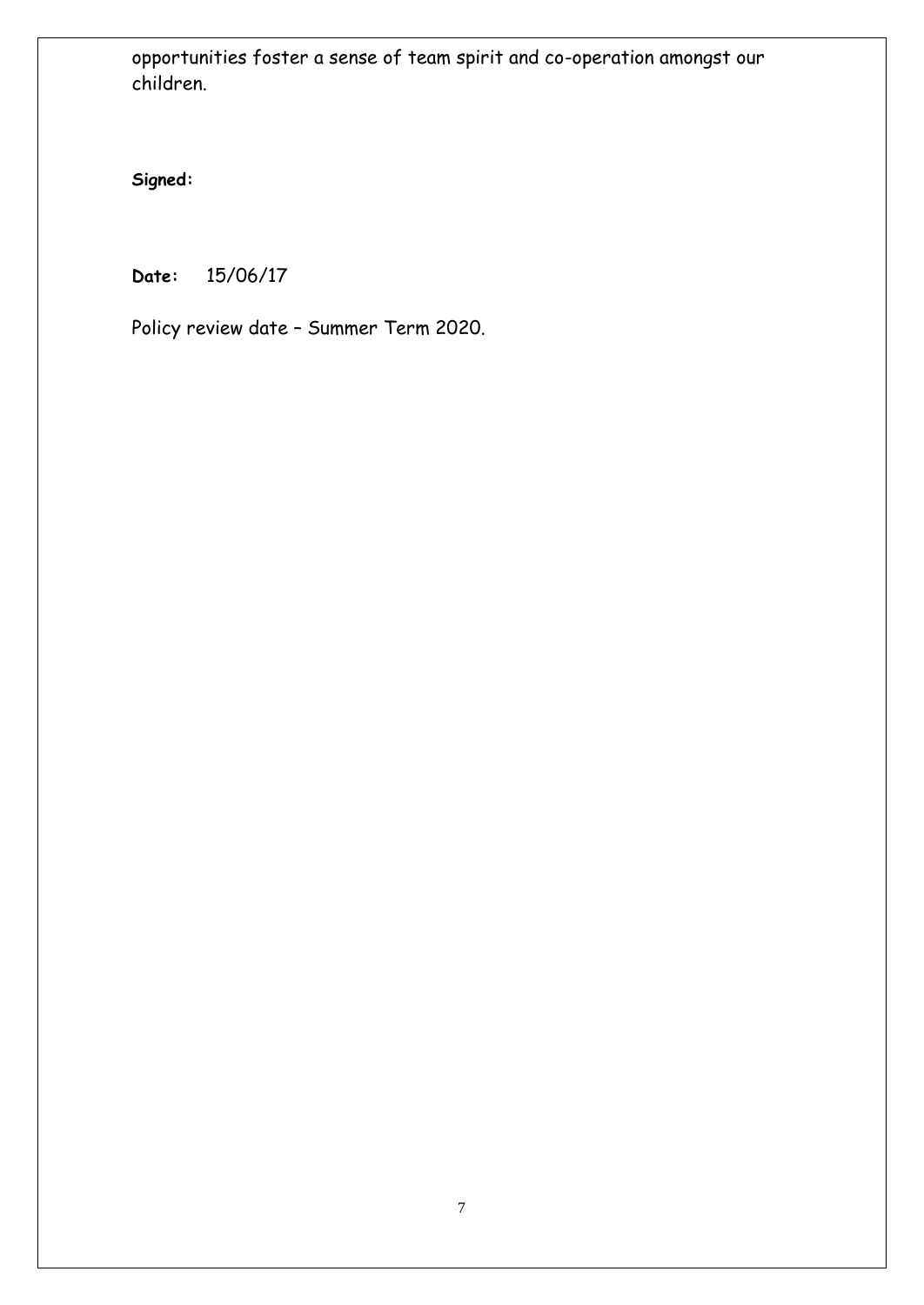opportunities foster a sense of team spirit and co-operation amongst our children.

**Signed:**

**Date:** 15/06/17

Policy review date – Summer Term 2020.